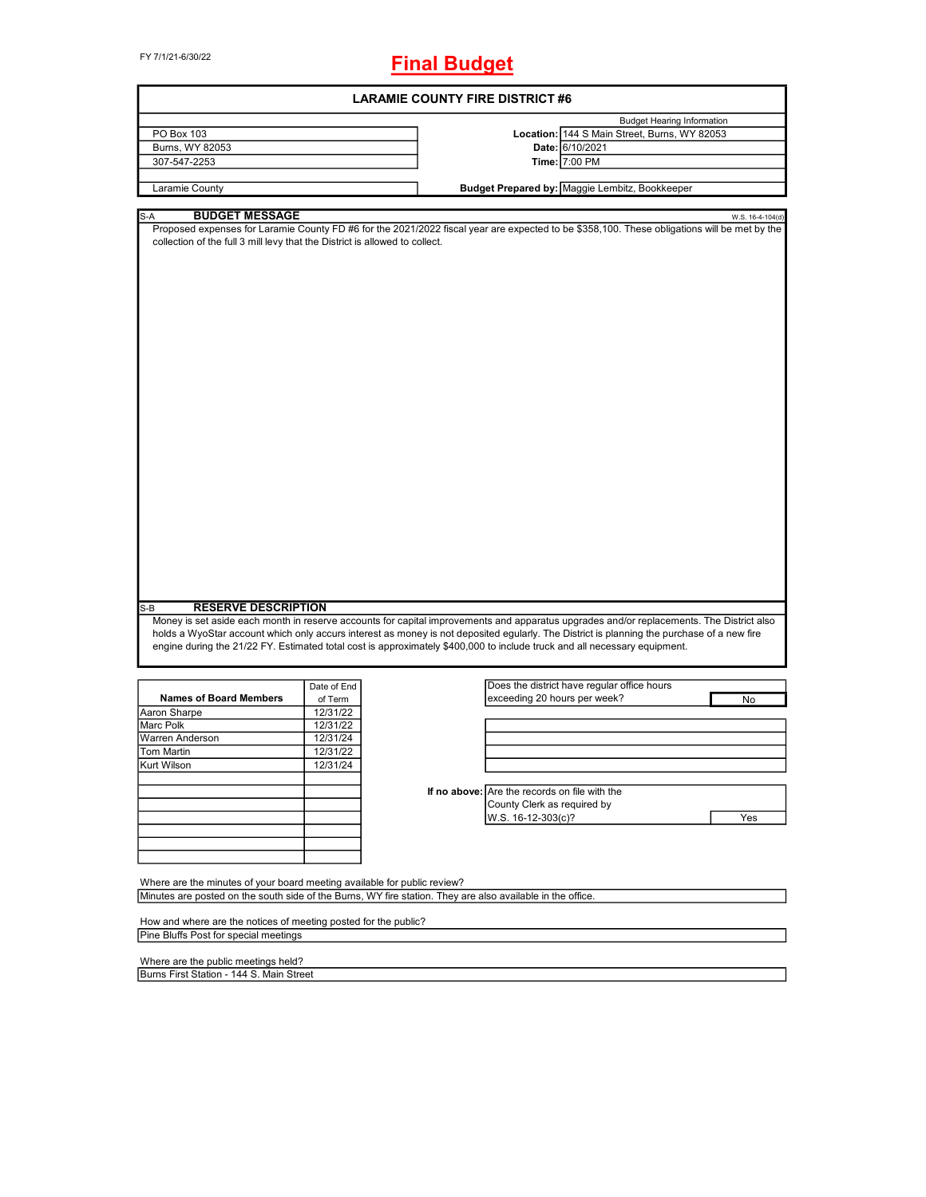FY 7/1/21-6/30/22

# Final Budget

## LARAMIE COUNTY FIRE DISTRICT #6

| | | Budget Hearing Information |
|---|---|---|
| PO Box 103 | Location: | 144 S Main Street, Burns, WY 82053 |
| Burns, WY 82053 | Date: | 6/10/2021 |
| 307-547-2253 | Time: | 7:00 PM |
| Laramie County | Budget Prepared by: | Maggie Lembitz, Bookkeeper |

### S-A BUDGET MESSAGE

W.S. 16-4-104(d)

Proposed expenses for Laramie County FD #6 for the 2021/2022 fiscal year are expected to be $358,100. These obligations will be met by the collection of the full 3 mill levy that the District is allowed to collect.

### S-B RESERVE DESCRIPTION

Money is set aside each month in reserve accounts for capital improvements and apparatus upgrades and/or replacements. The District also holds a WyoStar account which only accurs interest as money is not deposited egularly. The District is planning the purchase of a new fire engine during the 21/22 FY. Estimated total cost is approximately $400,000 to include truck and all necessary equipment.

| Names of Board Members | Date of End of Term |
|---|---|
| Aaron Sharpe | 12/31/22 |
| Marc Polk | 12/31/22 |
| Warren Anderson | 12/31/24 |
| Tom Martin | 12/31/22 |
| Kurt Wilson | 12/31/24 |

| | |
|---|---|
| Does the district have regular office hours exceeding 20 hours per week? | No |
| If no above: Are the records on file with the County Clerk as required by W.S. 16-12-303(c)? | Yes |

Where are the minutes of your board meeting available for public review?

Minutes are posted on the south side of the Burns, WY fire station. They are also available in the office.

How and where are the notices of meeting posted for the public?

Pine Bluffs Post for special meetings

Where are the public meetings held?

Burns First Station - 144 S. Main Street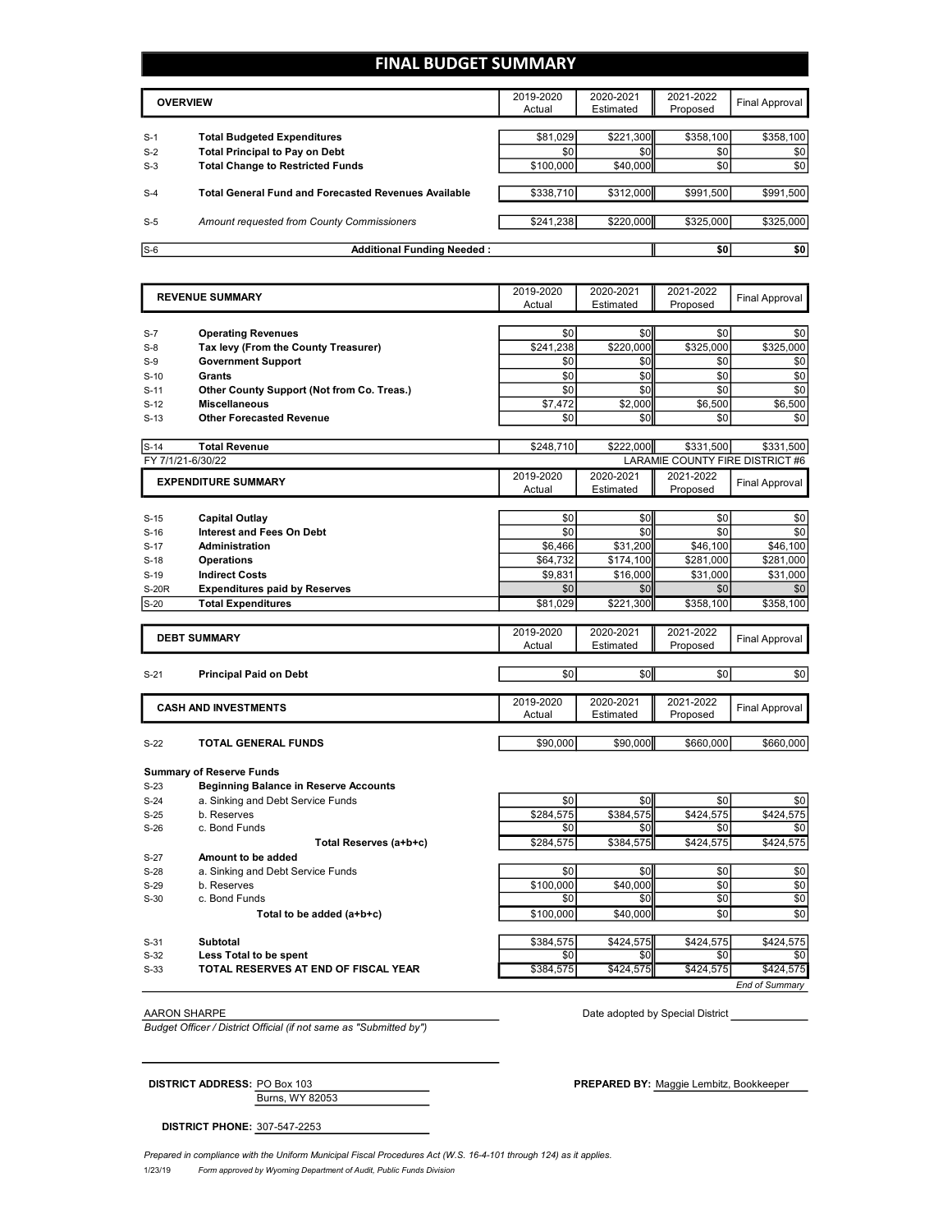# FINAL BUDGET SUMMARY

| | OVERVIEW | 2019-2020 Actual | 2020-2021 Estimated | 2021-2022 Proposed | Final Approval |
|---|---|---|---|---|---|
| S-1 | **Total Budgeted Expenditures** | $81,029 | $221,300 | $358,100 | $358,100 |
| S-2 | **Total Principal to Pay on Debt** | $0 | $0 | $0 | $0 |
| S-3 | **Total Change to Restricted Funds** | $100,000 | $40,000 | $0 | $0 |
| S-4 | **Total General Fund and Forecasted Revenues Available** | $338,710 | $312,000 | $991,500 | $991,500 |
| S-5 | *Amount requested from County Commissioners* | $241,238 | $220,000 | $325,000 | $325,000 |
| S-6 | **Additional Funding Needed :** | | | **$0** | **$0** |

| | REVENUE SUMMARY | 2019-2020 Actual | 2020-2021 Estimated | 2021-2022 Proposed | Final Approval |
|---|---|---|---|---|---|
| S-7 | **Operating Revenues** | $0 | $0 | $0 | $0 |
| S-8 | **Tax levy (From the County Treasurer)** | $241,238 | $220,000 | $325,000 | $325,000 |
| S-9 | **Government Support** | $0 | $0 | $0 | $0 |
| S-10 | **Grants** | $0 | $0 | $0 | $0 |
| S-11 | **Other County Support (Not from Co. Treas.)** | $0 | $0 | $0 | $0 |
| S-12 | **Miscellaneous** | $7,472 | $2,000 | $6,500 | $6,500 |
| S-13 | **Other Forecasted Revenue** | $0 | $0 | $0 | $0 |
| S-14 | **Total Revenue** | $248,710 | $222,000 | $331,500 | $331,500 |

FY 7/1/21-6/30/22 LARAMIE COUNTY FIRE DISTRICT #6

| | EXPENDITURE SUMMARY | 2019-2020 Actual | 2020-2021 Estimated | 2021-2022 Proposed | Final Approval |
|---|---|---|---|---|---|
| S-15 | **Capital Outlay** | $0 | $0 | $0 | $0 |
| S-16 | **Interest and Fees On Debt** | $0 | $0 | $0 | $0 |
| S-17 | **Administration** | $6,466 | $31,200 | $46,100 | $46,100 |
| S-18 | **Operations** | $64,732 | $174,100 | $281,000 | $281,000 |
| S-19 | **Indirect Costs** | $9,831 | $16,000 | $31,000 | $31,000 |
| S-20R | **Expenditures paid by Reserves** | $0 | $0 | $0 | $0 |
| S-20 | **Total Expenditures** | $81,029 | $221,300 | $358,100 | $358,100 |

| | DEBT SUMMARY | 2019-2020 Actual | 2020-2021 Estimated | 2021-2022 Proposed | Final Approval |
|---|---|---|---|---|---|
| S-21 | **Principal Paid on Debt** | $0 | $0 | $0 | $0 |

| | CASH AND INVESTMENTS | 2019-2020 Actual | 2020-2021 Estimated | 2021-2022 Proposed | Final Approval |
|---|---|---|---|---|---|
| S-22 | **TOTAL GENERAL FUNDS** | $90,000 | $90,000 | $660,000 | $660,000 |
| | **Summary of Reserve Funds** | | | | |
| S-23 | **Beginning Balance in Reserve Accounts** | | | | |
| S-24 | a. Sinking and Debt Service Funds | $0 | $0 | $0 | $0 |
| S-25 | b. Reserves | $284,575 | $384,575 | $424,575 | $424,575 |
| S-26 | c. Bond Funds | $0 | $0 | $0 | $0 |
| | **Total Reserves (a+b+c)** | $284,575 | $384,575 | $424,575 | $424,575 |
| S-27 | **Amount to be added** | | | | |
| S-28 | a. Sinking and Debt Service Funds | $0 | $0 | $0 | $0 |
| S-29 | b. Reserves | $100,000 | $40,000 | $0 | $0 |
| S-30 | c. Bond Funds | $0 | $0 | $0 | $0 |
| | **Total to be added (a+b+c)** | $100,000 | $40,000 | $0 | $0 |
| S-31 | **Subtotal** | $384,575 | $424,575 | $424,575 | $424,575 |
| S-32 | **Less Total to be spent** | $0 | $0 | $0 | $0 |
| S-33 | **TOTAL RESERVES AT END OF FISCAL YEAR** | $384,575 | $424,575 | $424,575 | $424,575 |

*End of Summary*

AARON SHARPE
*Budget Officer / District Official (if not same as "Submitted by")*

Date adopted by Special District ____________

**DISTRICT ADDRESS:** PO Box 103
Burns, WY 82053

**PREPARED BY:** Maggie Lembitz, Bookkeeper

**DISTRICT PHONE:** 307-547-2253

*Prepared in compliance with the Uniform Municipal Fiscal Procedures Act (W.S. 16-4-101 through 124) as it applies.*

1/23/19 *Form approved by Wyoming Department of Audit, Public Funds Division*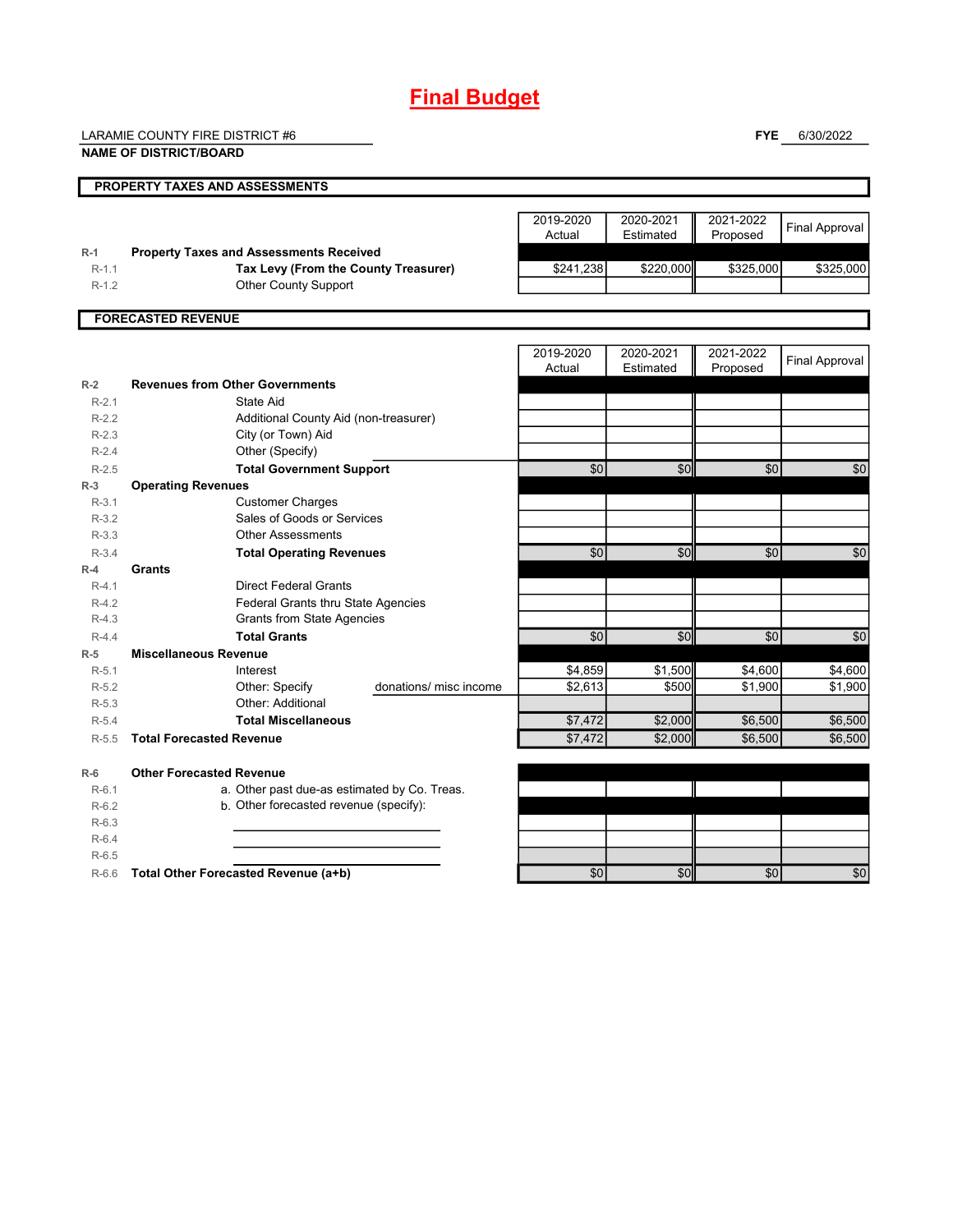# Final Budget

LARAMIE COUNTY FIRE DISTRICT #6
**NAME OF DISTRICT/BOARD**

**FYE** 6/30/2022

## PROPERTY TAXES AND ASSESSMENTS

| | | 2019-2020 Actual | 2020-2021 Estimated | 2021-2022 Proposed | Final Approval |
|---|---|---|---|---|---|
| **R-1** | **Property Taxes and Assessments Received** | | | | |
| R-1.1 | **Tax Levy (From the County Treasurer)** | $241,238 | $220,000 | $325,000 | $325,000 |
| R-1.2 | Other County Support | | | | |

## FORECASTED REVENUE

| | | 2019-2020 Actual | 2020-2021 Estimated | 2021-2022 Proposed | Final Approval |
|---|---|---|---|---|---|
| **R-2** | **Revenues from Other Governments** | | | | |
| R-2.1 | State Aid | | | | |
| R-2.2 | Additional County Aid (non-treasurer) | | | | |
| R-2.3 | City (or Town) Aid | | | | |
| R-2.4 | Other (Specify) | | | | |
| R-2.5 | **Total Government Support** | $0 | $0 | $0 | $0 |
| **R-3** | **Operating Revenues** | | | | |
| R-3.1 | Customer Charges | | | | |
| R-3.2 | Sales of Goods or Services | | | | |
| R-3.3 | Other Assessments | | | | |
| R-3.4 | **Total Operating Revenues** | $0 | $0 | $0 | $0 |
| **R-4** | **Grants** | | | | |
| R-4.1 | Direct Federal Grants | | | | |
| R-4.2 | Federal Grants thru State Agencies | | | | |
| R-4.3 | Grants from State Agencies | | | | |
| R-4.4 | **Total Grants** | $0 | $0 | $0 | $0 |
| **R-5** | **Miscellaneous Revenue** | | | | |
| R-5.1 | Interest | $4,859 | $1,500 | $4,600 | $4,600 |
| R-5.2 | Other: Specify donations/ misc income | $2,613 | $500 | $1,900 | $1,900 |
| R-5.3 | Other: Additional | | | | |
| R-5.4 | **Total Miscellaneous** | $7,472 | $2,000 | $6,500 | $6,500 |
| R-5.5 | **Total Forecasted Revenue** | $7,472 | $2,000 | $6,500 | $6,500 |
| **R-6** | **Other Forecasted Revenue** | | | | |
| R-6.1 | a. Other past due-as estimated by Co. Treas. | | | | |
| R-6.2 | b. Other forecasted revenue (specify): | | | | |
| R-6.3 | | | | | |
| R-6.4 | | | | | |
| R-6.5 | | | | | |
| R-6.6 | **Total Other Forecasted Revenue (a+b)** | $0 | $0 | $0 | $0 |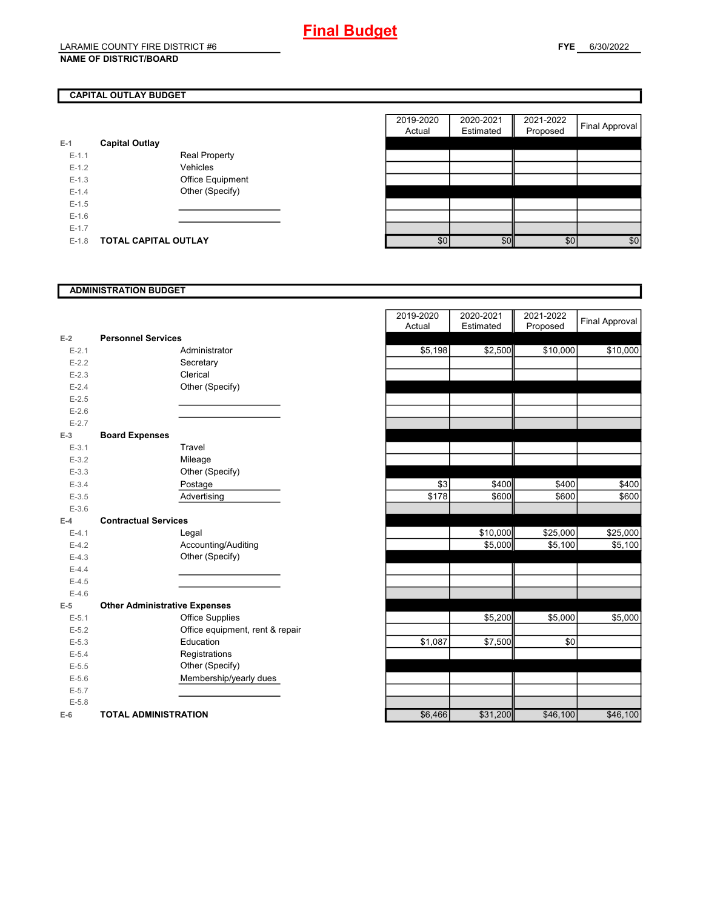# Final Budget

LARAMIE COUNTY FIRE DISTRICT #6

**NAME OF DISTRICT/BOARD**

**FYE** 6/30/2022

## CAPITAL OUTLAY BUDGET

| | | | 2019-2020 Actual | 2020-2021 Estimated | 2021-2022 Proposed | Final Approval |
|---|---|---|---|---|---|---|
| E-1 | **Capital Outlay** | | | | | |
| E-1.1 | | Real Property | | | | |
| E-1.2 | | Vehicles | | | | |
| E-1.3 | | Office Equipment | | | | |
| E-1.4 | | Other (Specify) | | | | |
| E-1.5 | | | | | | |
| E-1.6 | | | | | | |
| E-1.7 | | | | | | |
| E-1.8 | **TOTAL CAPITAL OUTLAY** | | $0 | $0 | $0 | $0 |

## ADMINISTRATION BUDGET

| | | | 2019-2020 Actual | 2020-2021 Estimated | 2021-2022 Proposed | Final Approval |
|---|---|---|---|---|---|---|
| E-2 | **Personnel Services** | | | | | |
| E-2.1 | | Administrator | $5,198 | $2,500 | $10,000 | $10,000 |
| E-2.2 | | Secretary | | | | |
| E-2.3 | | Clerical | | | | |
| E-2.4 | | Other (Specify) | | | | |
| E-2.5 | | | | | | |
| E-2.6 | | | | | | |
| E-2.7 | | | | | | |
| E-3 | **Board Expenses** | | | | | |
| E-3.1 | | Travel | | | | |
| E-3.2 | | Mileage | | | | |
| E-3.3 | | Other (Specify) | | | | |
| E-3.4 | | Postage | $3 | $400 | $400 | $400 |
| E-3.5 | | Advertising | $178 | $600 | $600 | $600 |
| E-3.6 | | | | | | |
| E-4 | **Contractual Services** | | | | | |
| E-4.1 | | Legal | | $10,000 | $25,000 | $25,000 |
| E-4.2 | | Accounting/Auditing | | $5,000 | $5,100 | $5,100 |
| E-4.3 | | Other (Specify) | | | | |
| E-4.4 | | | | | | |
| E-4.5 | | | | | | |
| E-4.6 | | | | | | |
| E-5 | **Other Administrative Expenses** | | | | | |
| E-5.1 | | Office Supplies | | $5,200 | $5,000 | $5,000 |
| E-5.2 | | Office equipment, rent & repair | | | | |
| E-5.3 | | Education | $1,087 | $7,500 | $0 | |
| E-5.4 | | Registrations | | | | |
| E-5.5 | | Other (Specify) | | | | |
| E-5.6 | | Membership/yearly dues | | | | |
| E-5.7 | | | | | | |
| E-5.8 | | | | | | |
| E-6 | **TOTAL ADMINISTRATION** | | $6,466 | $31,200 | $46,100 | $46,100 |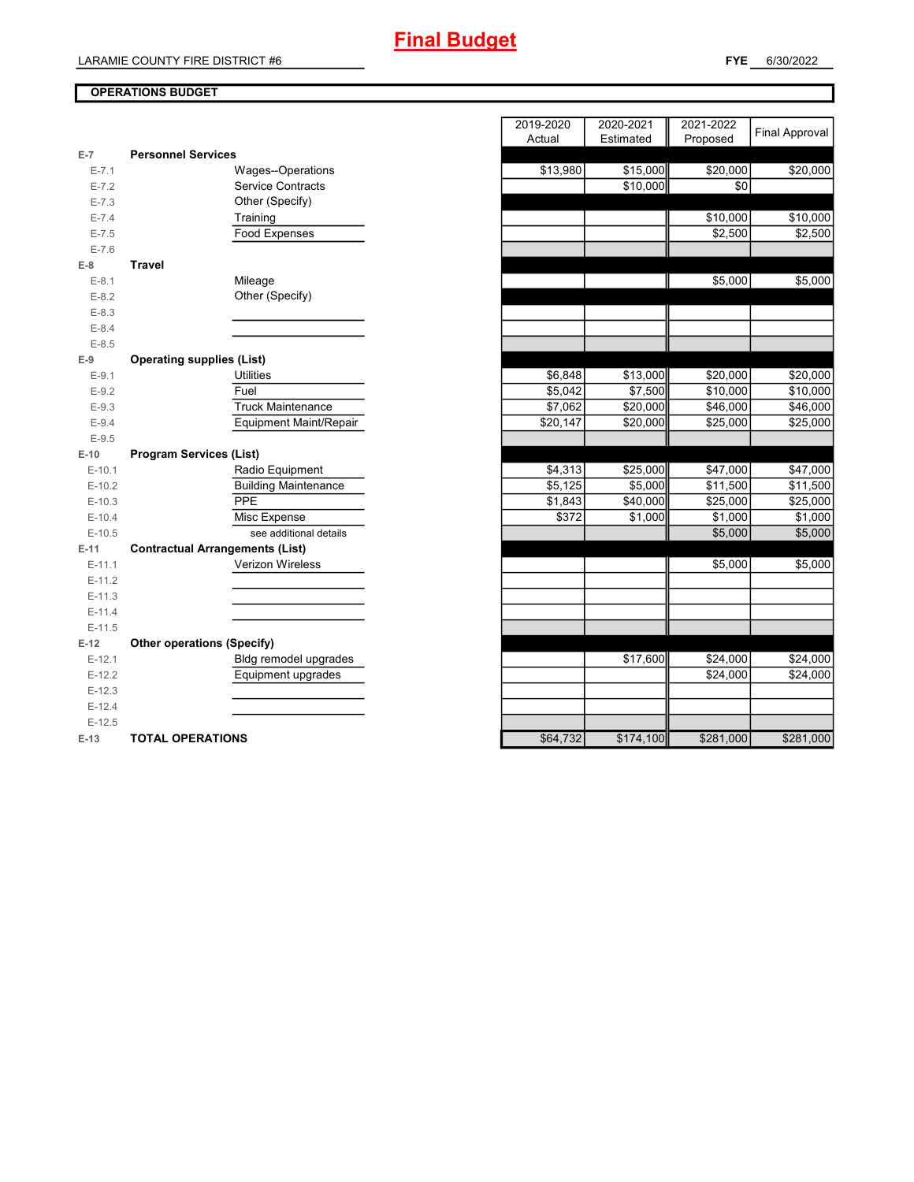# Final Budget

LARAMIE COUNTY FIRE DISTRICT #6

**FYE** 6/30/2022

## OPERATIONS BUDGET

| | | | 2019-2020 Actual | 2020-2021 Estimated | 2021-2022 Proposed | Final Approval |
|---|---|---|---|---|---|---|
| E-7 | **Personnel Services** | | | | | |
| E-7.1 | | Wages--Operations | $13,980 | $15,000 | $20,000 | $20,000 |
| E-7.2 | | Service Contracts | | $10,000 | $0 | |
| E-7.3 | | Other (Specify) | | | | |
| E-7.4 | | Training | | | $10,000 | $10,000 |
| E-7.5 | | Food Expenses | | | $2,500 | $2,500 |
| E-7.6 | | | | | | |
| E-8 | **Travel** | | | | | |
| E-8.1 | | Mileage | | | $5,000 | $5,000 |
| E-8.2 | | Other (Specify) | | | | |
| E-8.3 | | | | | | |
| E-8.4 | | | | | | |
| E-8.5 | | | | | | |
| E-9 | **Operating supplies (List)** | | | | | |
| E-9.1 | | Utilities | $6,848 | $13,000 | $20,000 | $20,000 |
| E-9.2 | | Fuel | $5,042 | $7,500 | $10,000 | $10,000 |
| E-9.3 | | Truck Maintenance | $7,062 | $20,000 | $46,000 | $46,000 |
| E-9.4 | | Equipment Maint/Repair | $20,147 | $20,000 | $25,000 | $25,000 |
| E-9.5 | | | | | | |
| E-10 | **Program Services (List)** | | | | | |
| E-10.1 | | Radio Equipment | $4,313 | $25,000 | $47,000 | $47,000 |
| E-10.2 | | Building Maintenance | $5,125 | $5,000 | $11,500 | $11,500 |
| E-10.3 | | PPE | $1,843 | $40,000 | $25,000 | $25,000 |
| E-10.4 | | Misc Expense | $372 | $1,000 | $1,000 | $1,000 |
| E-10.5 | | see additional details | | | $5,000 | $5,000 |
| E-11 | **Contractual Arrangements (List)** | | | | | |
| E-11.1 | | Verizon Wireless | | | $5,000 | $5,000 |
| E-11.2 | | | | | | |
| E-11.3 | | | | | | |
| E-11.4 | | | | | | |
| E-11.5 | | | | | | |
| E-12 | **Other operations (Specify)** | | | | | |
| E-12.1 | | Bldg remodel upgrades | | $17,600 | $24,000 | $24,000 |
| E-12.2 | | Equipment upgrades | | | $24,000 | $24,000 |
| E-12.3 | | | | | | |
| E-12.4 | | | | | | |
| E-12.5 | | | | | | |
| E-13 | **TOTAL OPERATIONS** | | $64,732 | $174,100 | $281,000 | $281,000 |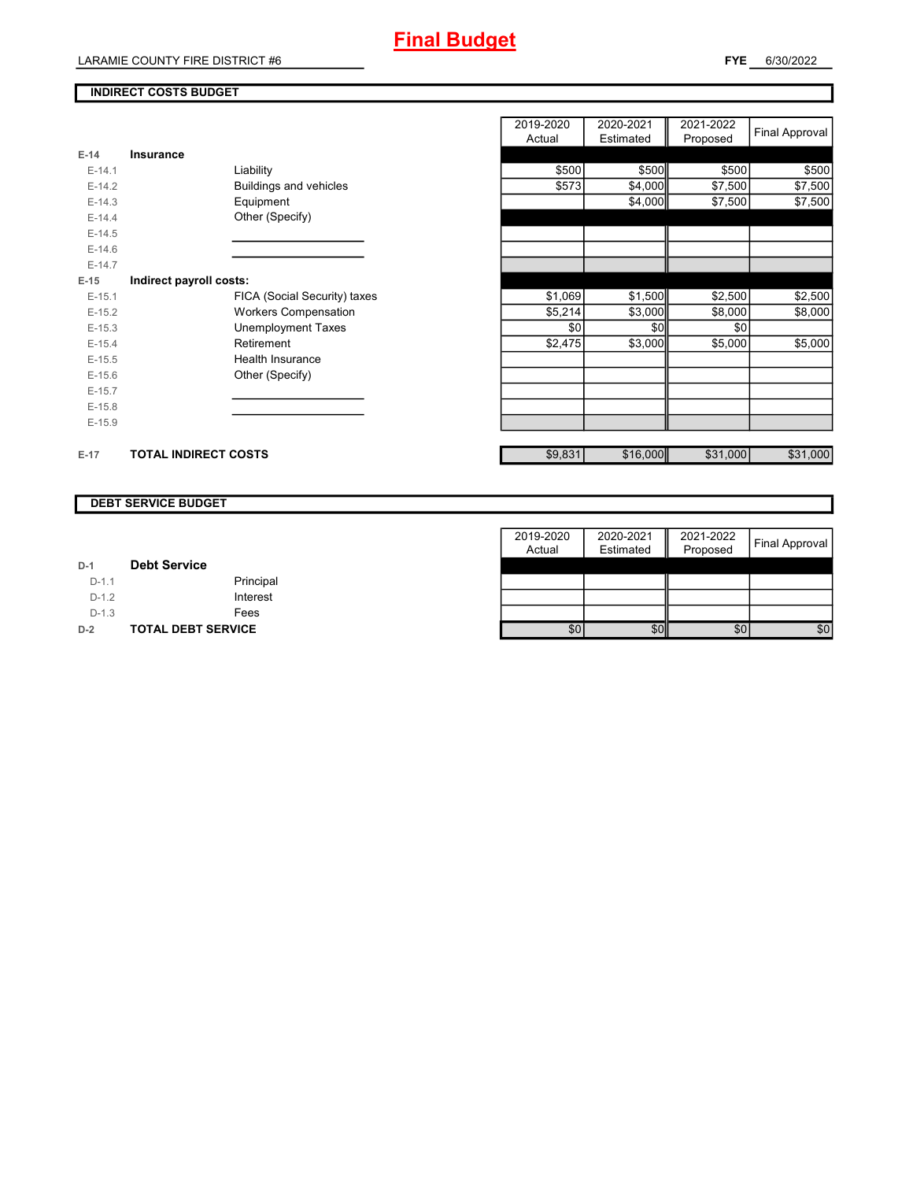# Final Budget

LARAMIE COUNTY FIRE DISTRICT #6

**FYE** 6/30/2022

## INDIRECT COSTS BUDGET

| | | | 2019-2020 Actual | 2020-2021 Estimated | 2021-2022 Proposed | Final Approval |
|---|---|---|---|---|---|---|
| E-14 | **Insurance** | | | | | |
| E-14.1 | | Liability | $500 | $500 | $500 | $500 |
| E-14.2 | | Buildings and vehicles | $573 | $4,000 | $7,500 | $7,500 |
| E-14.3 | | Equipment | | $4,000 | $7,500 | $7,500 |
| E-14.4 | | Other (Specify) | | | | |
| E-14.5 | | | | | | |
| E-14.6 | | | | | | |
| E-14.7 | | | | | | |
| E-15 | **Indirect payroll costs:** | | | | | |
| E-15.1 | | FICA (Social Security) taxes | $1,069 | $1,500 | $2,500 | $2,500 |
| E-15.2 | | Workers Compensation | $5,214 | $3,000 | $8,000 | $8,000 |
| E-15.3 | | Unemployment Taxes | $0 | $0 | $0 | |
| E-15.4 | | Retirement | $2,475 | $3,000 | $5,000 | $5,000 |
| E-15.5 | | Health Insurance | | | | |
| E-15.6 | | Other (Specify) | | | | |
| E-15.7 | | | | | | |
| E-15.8 | | | | | | |
| E-15.9 | | | | | | |
| E-17 | **TOTAL INDIRECT COSTS** | | $9,831 | $16,000 | $31,000 | $31,000 |

## DEBT SERVICE BUDGET

| | | | 2019-2020 Actual | 2020-2021 Estimated | 2021-2022 Proposed | Final Approval |
|---|---|---|---|---|---|---|
| D-1 | **Debt Service** | | | | | |
| D-1.1 | | Principal | | | | |
| D-1.2 | | Interest | | | | |
| D-1.3 | | Fees | | | | |
| D-2 | **TOTAL DEBT SERVICE** | | $0 | $0 | $0 | $0 |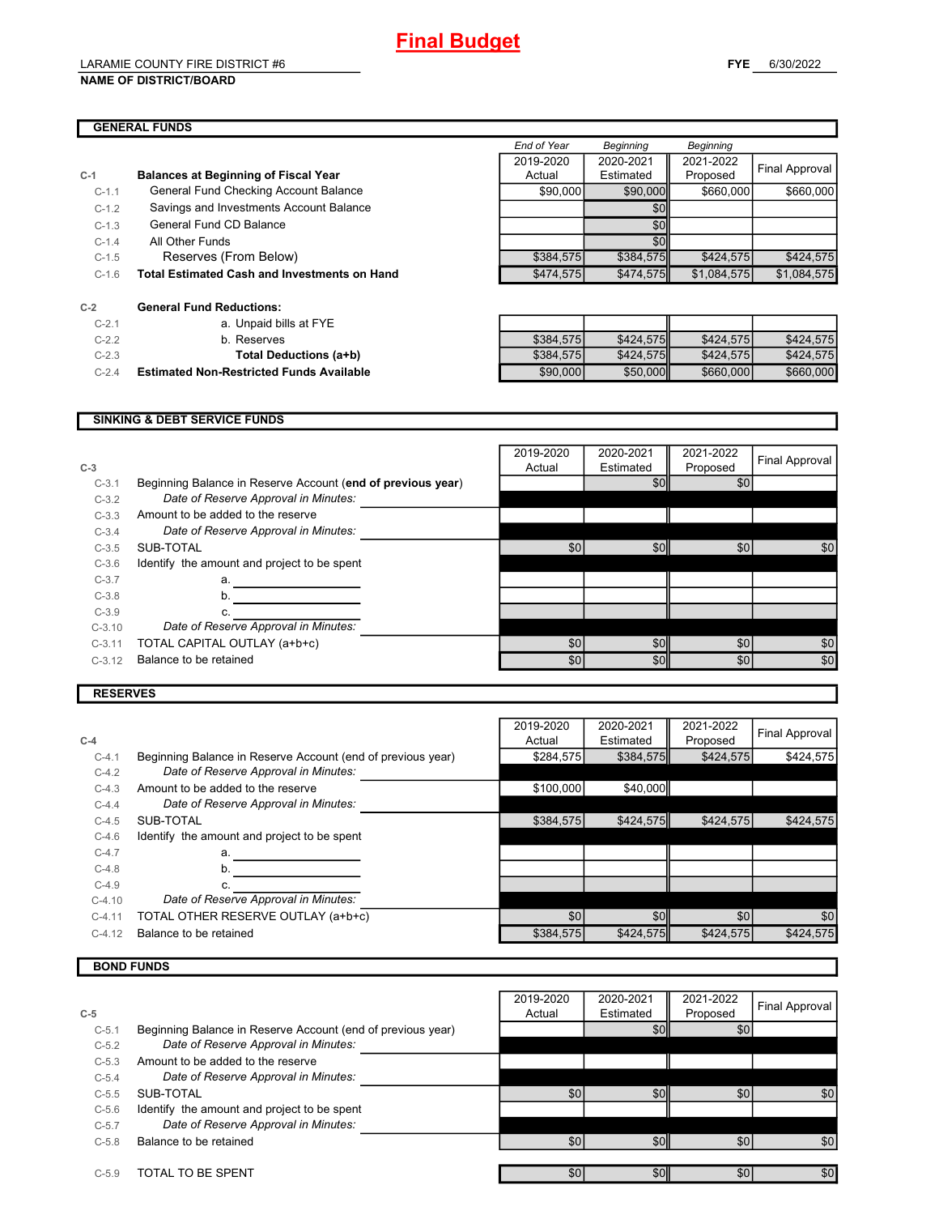# Final Budget

LARAMIE COUNTY FIRE DISTRICT #6

**NAME OF DISTRICT/BOARD**

**FYE** 6/30/2022

## GENERAL FUNDS

| | | End of Year 2019-2020 Actual | Beginning 2020-2021 Estimated | Beginning 2021-2022 Proposed | Final Approval |
|---|---|---|---|---|---|
| **C-1** | **Balances at Beginning of Fiscal Year** | | | | |
| C-1.1 | General Fund Checking Account Balance | $90,000 | $90,000 | $660,000 | $660,000 |
| C-1.2 | Savings and Investments Account Balance | | $0 | | |
| C-1.3 | General Fund CD Balance | | $0 | | |
| C-1.4 | All Other Funds | | $0 | | |
| C-1.5 | Reserves (From Below) | $384,575 | $384,575 | $424,575 | $424,575 |
| C-1.6 | **Total Estimated Cash and Investments on Hand** | $474,575 | $474,575 | $1,084,575 | $1,084,575 |
| **C-2** | **General Fund Reductions:** | | | | |
| C-2.1 | a. Unpaid bills at FYE | | | | |
| C-2.2 | b. Reserves | $384,575 | $424,575 | $424,575 | $424,575 |
| C-2.3 | **Total Deductions (a+b)** | $384,575 | $424,575 | $424,575 | $424,575 |
| C-2.4 | **Estimated Non-Restricted Funds Available** | $90,000 | $50,000 | $660,000 | $660,000 |

## SINKING & DEBT SERVICE FUNDS

| C-3 | | 2019-2020 Actual | 2020-2021 Estimated | 2021-2022 Proposed | Final Approval |
|---|---|---|---|---|---|
| C-3.1 | Beginning Balance in Reserve Account (**end of previous year**) | | $0 | $0 | |
| C-3.2 | *Date of Reserve Approval in Minutes:* | | | | |
| C-3.3 | Amount to be added to the reserve | | | | |
| C-3.4 | *Date of Reserve Approval in Minutes:* | | | | |
| C-3.5 | SUB-TOTAL | $0 | $0 | $0 | $0 |
| C-3.6 | Identify the amount and project to be spent | | | | |
| C-3.7 | a. | | | | |
| C-3.8 | b. | | | | |
| C-3.9 | c. | | | | |
| C-3.10 | *Date of Reserve Approval in Minutes:* | | | | |
| C-3.11 | TOTAL CAPITAL OUTLAY (a+b+c) | $0 | $0 | $0 | $0 |
| C-3.12 | Balance to be retained | $0 | $0 | $0 | $0 |

## RESERVES

| C-4 | | 2019-2020 Actual | 2020-2021 Estimated | 2021-2022 Proposed | Final Approval |
|---|---|---|---|---|---|
| C-4.1 | Beginning Balance in Reserve Account (end of previous year) | $284,575 | $384,575 | $424,575 | $424,575 |
| C-4.2 | *Date of Reserve Approval in Minutes:* | | | | |
| C-4.3 | Amount to be added to the reserve | $100,000 | $40,000 | | |
| C-4.4 | *Date of Reserve Approval in Minutes:* | | | | |
| C-4.5 | SUB-TOTAL | $384,575 | $424,575 | $424,575 | $424,575 |
| C-4.6 | Identify the amount and project to be spent | | | | |
| C-4.7 | a. | | | | |
| C-4.8 | b. | | | | |
| C-4.9 | c. | | | | |
| C-4.10 | *Date of Reserve Approval in Minutes:* | | | | |
| C-4.11 | TOTAL OTHER RESERVE OUTLAY (a+b+c) | $0 | $0 | $0 | $0 |
| C-4.12 | Balance to be retained | $384,575 | $424,575 | $424,575 | $424,575 |

## BOND FUNDS

| C-5 | | 2019-2020 Actual | 2020-2021 Estimated | 2021-2022 Proposed | Final Approval |
|---|---|---|---|---|---|
| C-5.1 | Beginning Balance in Reserve Account (end of previous year) | | $0 | $0 | |
| C-5.2 | *Date of Reserve Approval in Minutes:* | | | | |
| C-5.3 | Amount to be added to the reserve | | | | |
| C-5.4 | *Date of Reserve Approval in Minutes:* | | | | |
| C-5.5 | SUB-TOTAL | $0 | $0 | $0 | $0 |
| C-5.6 | Identify the amount and project to be spent | | | | |
| C-5.7 | *Date of Reserve Approval in Minutes:* | | | | |
| C-5.8 | Balance to be retained | $0 | $0 | $0 | $0 |
| C-5.9 | TOTAL TO BE SPENT | $0 | $0 | $0 | $0 |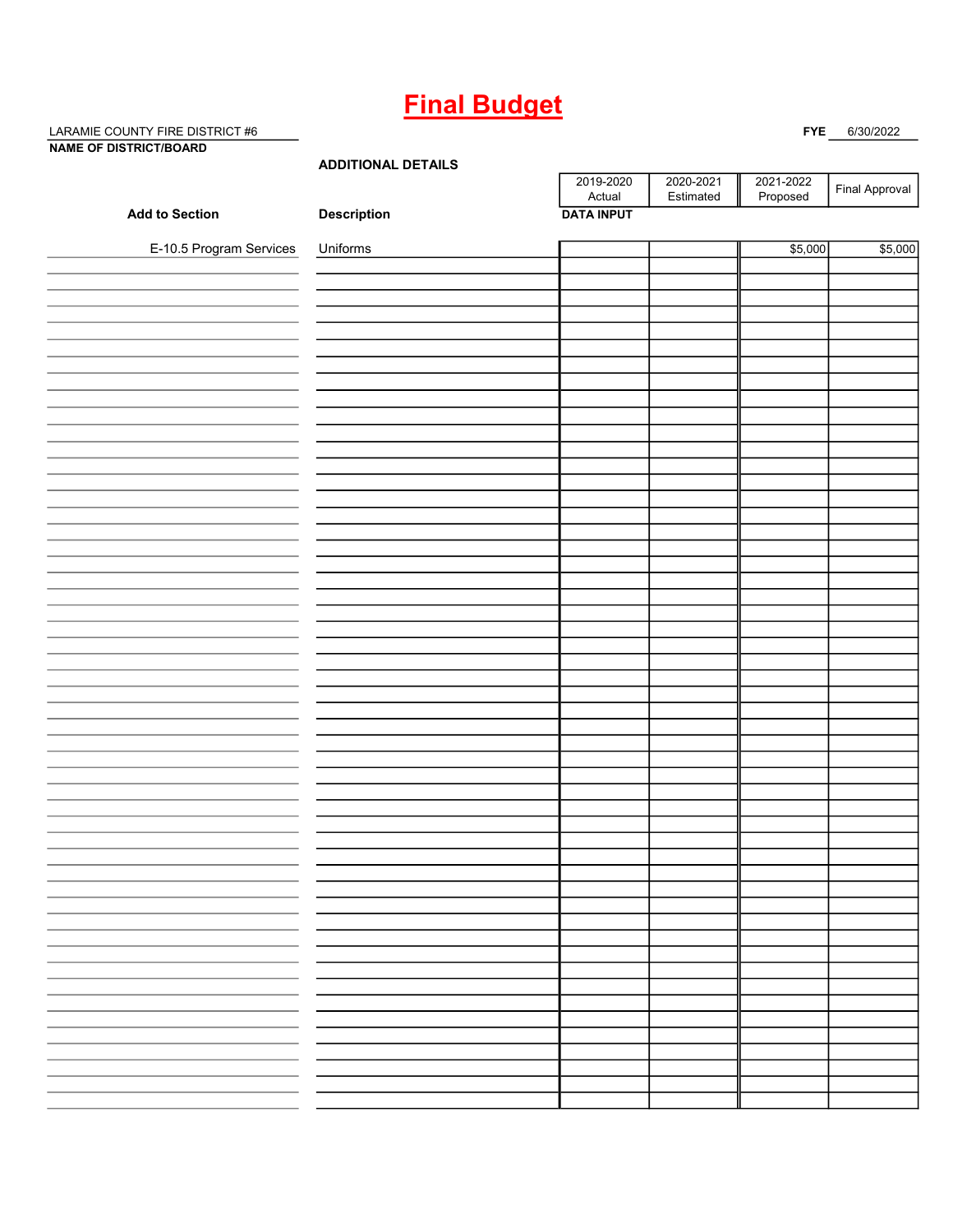# Final Budget

LARAMIE COUNTY FIRE DISTRICT #6
**NAME OF DISTRICT/BOARD**

**FYE** 6/30/2022

**ADDITIONAL DETAILS**

| Add to Section | Description | 2019-2020 Actual | 2020-2021 Estimated | 2021-2022 Proposed | Final Approval |
|---|---|---|---|---|---|
| | | **DATA INPUT** | | | |
| E-10.5 Program Services | Uniforms | | | $5,000 | $5,000 |